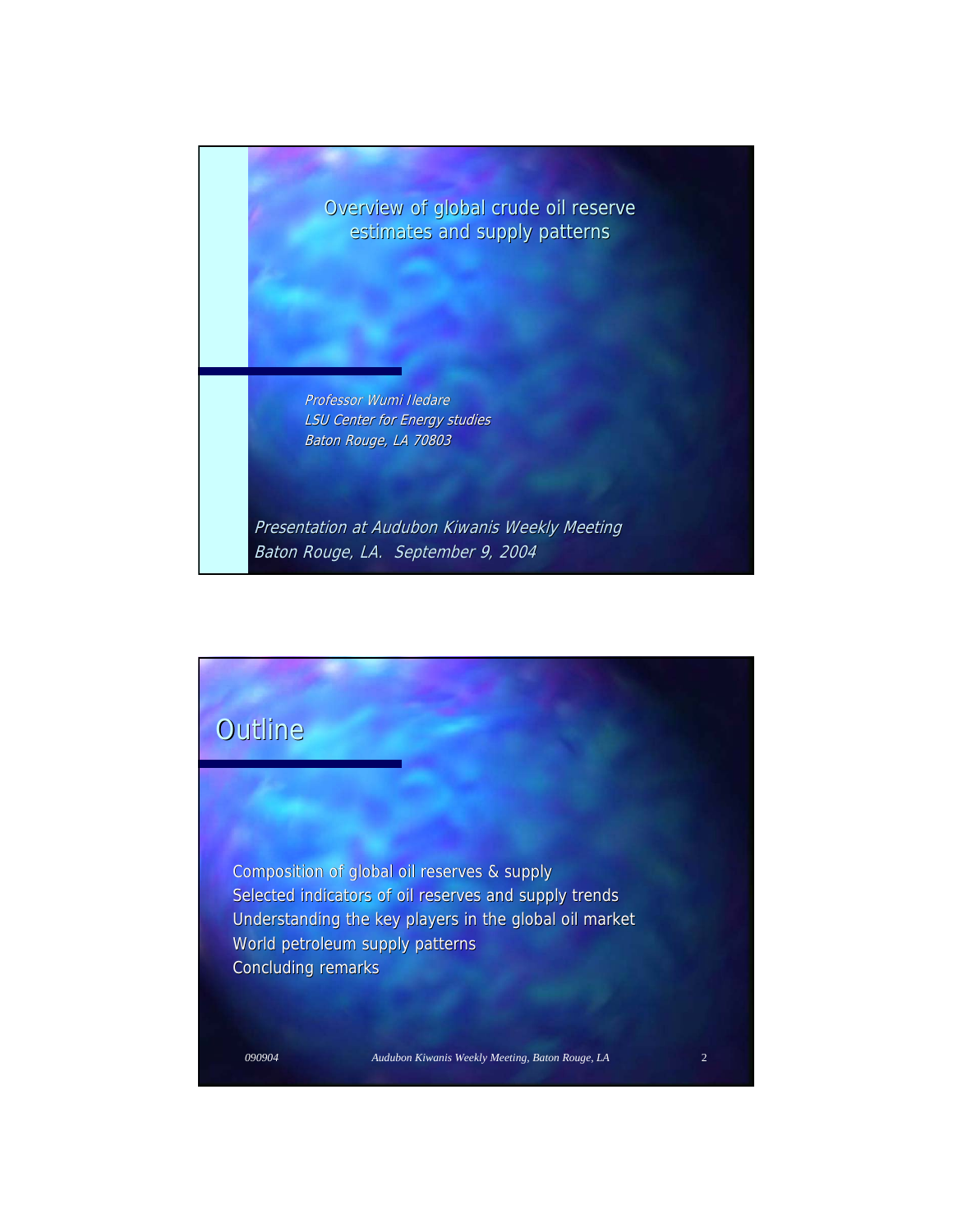# Overview of global crude oil reserve estimates and supply patterns

*Professor Wumi Iledare*
*LSU Center for Energy studies*
*Baton Rouge, LA 70803*

*Presentation at Audubon Kiwanis Weekly Meeting*
*Baton Rouge, LA. September 9, 2004*

## Outline

- Composition of global oil reserves & supply
- Selected indicators of oil reserves and supply trends
- Understanding the key players in the global oil market
- World petroleum supply patterns
- Concluding remarks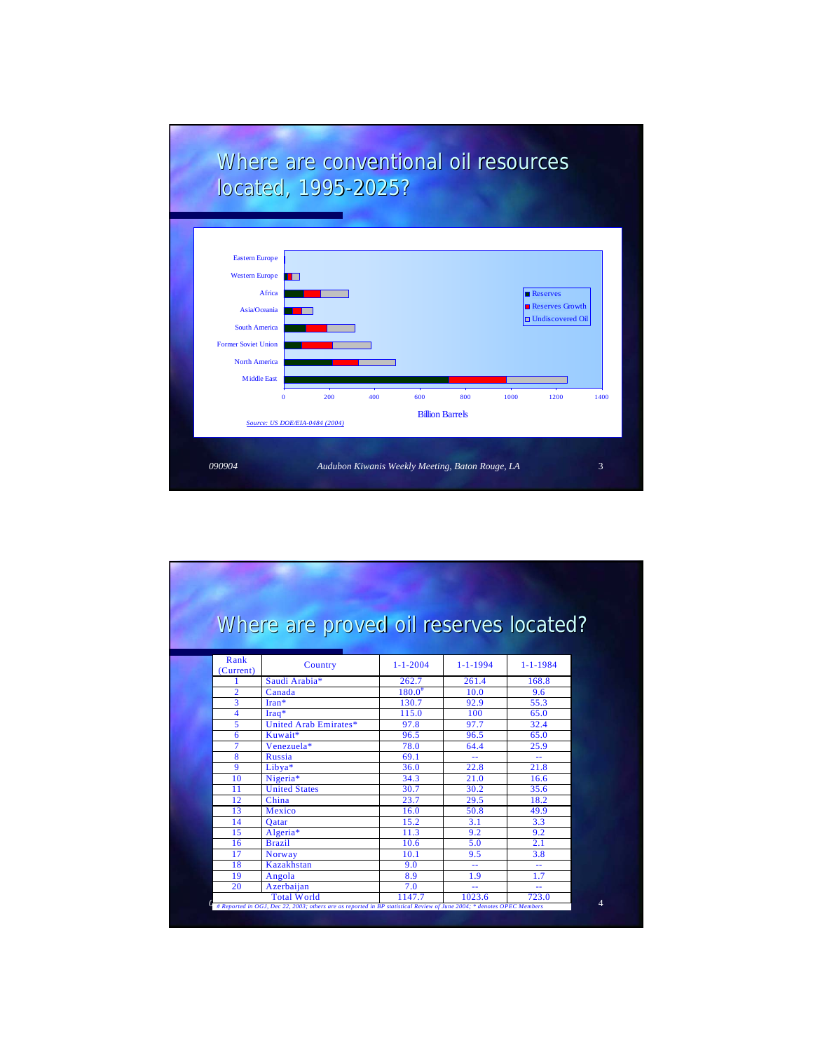# Where are conventional oil resources located, 1995-2025?

| Region | Reserves | Reserves Growth | Undiscovered Oil |
|---|---|---|---|
| Eastern Europe | | | |
| Western Europe | | | |
| Africa | | | |
| Asia/Oceania | | | |
| South America | | | |
| Former Soviet Union | | | |
| North America | | | |
| Middle East | | | |

Billion Barrels

*Source: US DOE/EIA-0484 (2004)*

# Where are proved oil reserves located?

| Rank (Current) | Country | 1-1-2004 | 1-1-1994 | 1-1-1984 |
|---|---|---|---|---|
| 1 | Saudi Arabia* | 262.7 | 261.4 | 168.8 |
| 2 | Canada | 180.0# | 10.0 | 9.6 |
| 3 | Iran* | 130.7 | 92.9 | 55.3 |
| 4 | Iraq* | 115.0 | 100 | 65.0 |
| 5 | United Arab Emirates* | 97.8 | 97.7 | 32.4 |
| 6 | Kuwait* | 96.5 | 96.5 | 65.0 |
| 7 | Venezuela* | 78.0 | 64.4 | 25.9 |
| 8 | Russia | 69.1 | -- | -- |
| 9 | Libya* | 36.0 | 22.8 | 21.8 |
| 10 | Nigeria* | 34.3 | 21.0 | 16.6 |
| 11 | United States | 30.7 | 30.2 | 35.6 |
| 12 | China | 23.7 | 29.5 | 18.2 |
| 13 | Mexico | 16.0 | 50.8 | 49.9 |
| 14 | Qatar | 15.2 | 3.1 | 3.3 |
| 15 | Algeria* | 11.3 | 9.2 | 9.2 |
| 16 | Brazil | 10.6 | 5.0 | 2.1 |
| 17 | Norway | 10.1 | 9.5 | 3.8 |
| 18 | Kazakhstan | 9.0 | -- | -- |
| 19 | Angola | 8.9 | 1.9 | 1.7 |
| 20 | Azerbaijan | 7.0 | -- | -- |
| | Total World | 1147.7 | 1023.6 | 723.0 |

*# Reported in OGJ, Dec 22, 2003; others are as reported in BP statistical Review of June 2004; * denotes OPEC Members*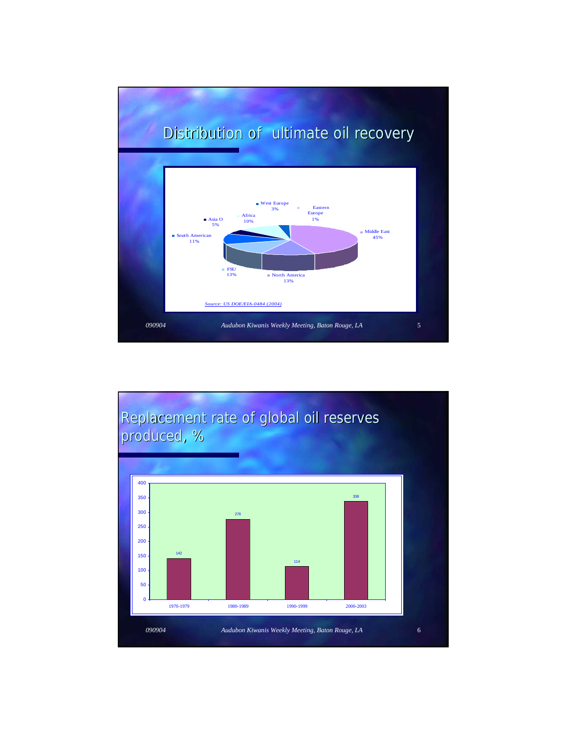## Distribution of ultimate oil recovery

| Region | Share |
|---|---|
| Middle East | 45% |
| North America | 13% |
| FSU | 13% |
| South American | 11% |
| Asia O | 5% |
| Africa | 10% |
| West Europe | 3% |
| Eastern Europe | 1% |

*Source: US DOE/EIA-0484 (2004)*

## Replacement rate of global oil reserves produced, %

| Period | Replacement rate, % |
|---|---|
| 1970-1979 | 142 |
| 1980-1989 | 276 |
| 1990-1999 | 114 |
| 2000-2003 | 338 |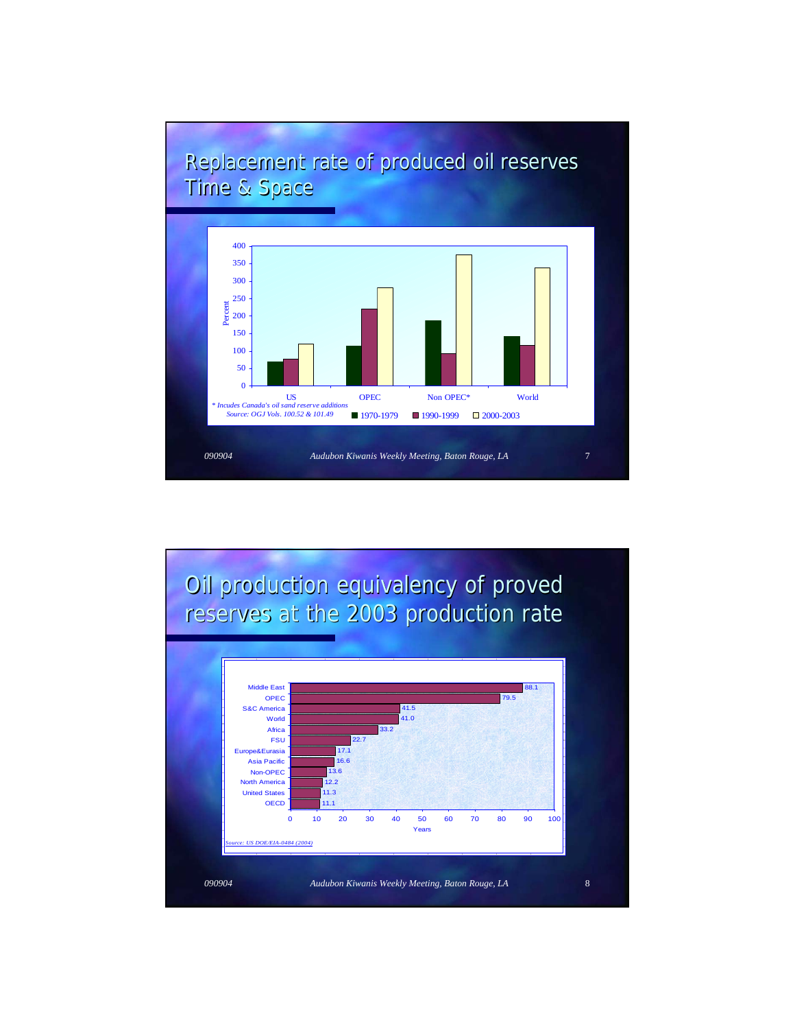## Replacement rate of produced oil reserves Time & Space

| | 1970-1979 | 1990-1999 | 2000-2003 |
| --- | --- | --- | --- |
| US | | | |
| OPEC | | | |
| Non OPEC* | | | |
| World | | | |

Percent (0–400)

*\* Incudes Canada's oil sand reserve additions*
*Source: OGJ Vols. 100.52 & 101.49*

*090904 Audubon Kiwanis Weekly Meeting, Baton Rouge, LA*

## Oil production equivalency of proved reserves at the 2003 production rate

| Region | Years |
| --- | --- |
| Middle East | 88.1 |
| OPEC | 79.5 |
| S&C America | 41.5 |
| World | 41.0 |
| Africa | 33.2 |
| FSU | 22.7 |
| Europe&Eurasia | 17.1 |
| Asia Pacific | 16.6 |
| Non-OPEC | 13.6 |
| North America | 12.2 |
| United States | 11.3 |
| OECD | 11.1 |

*Source: US DOE/EIA-0484 (2004)*

*090904 Audubon Kiwanis Weekly Meeting, Baton Rouge, LA*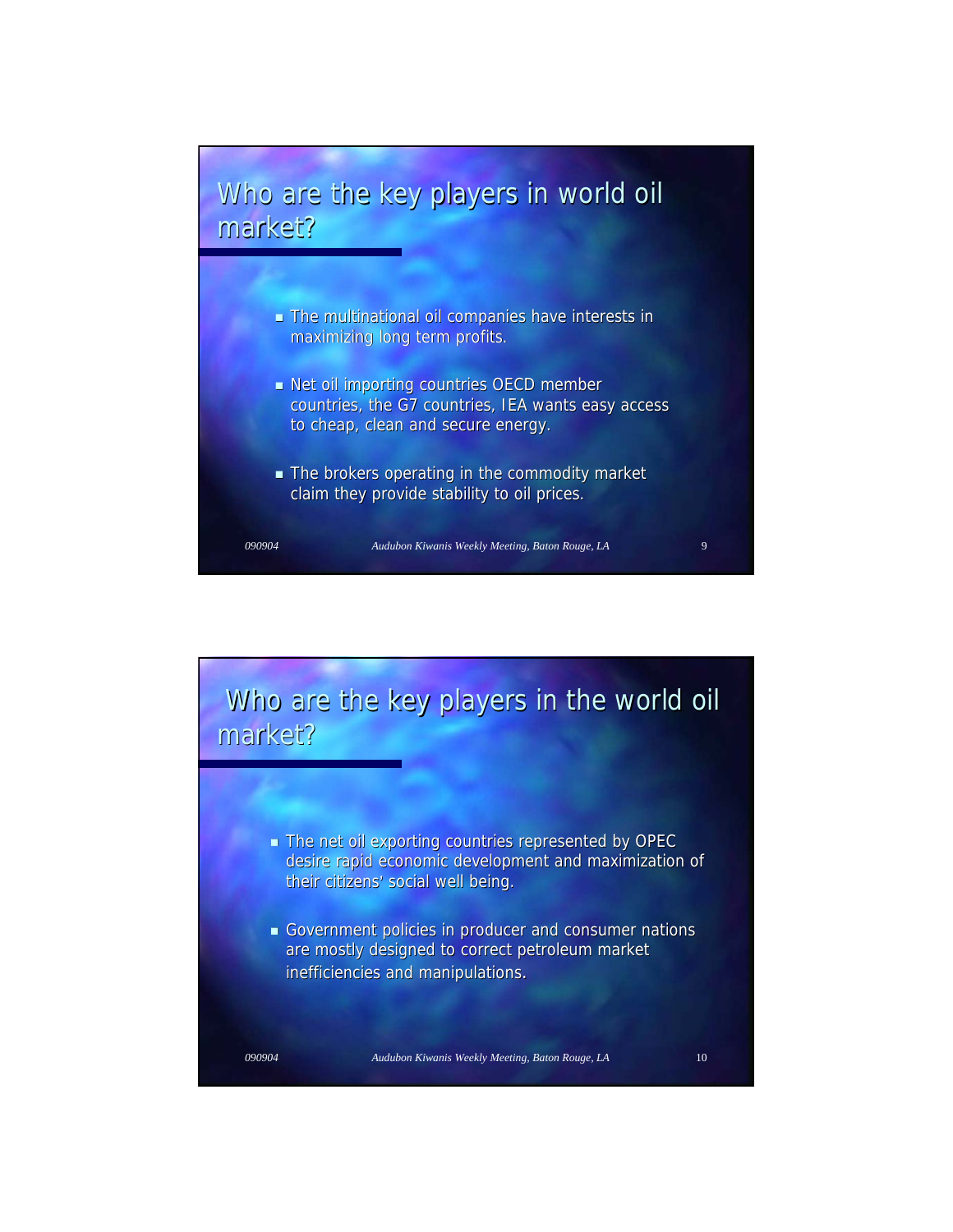## Who are the key players in world oil market?

- The multinational oil companies have interests in maximizing long term profits.
- Net oil importing countries OECD member countries, the G7 countries, IEA wants easy access to cheap, clean and secure energy.
- The brokers operating in the commodity market claim they provide stability to oil prices.

## Who are the key players in the world oil market?

- The net oil exporting countries represented by OPEC desire rapid economic development and maximization of their citizens' social well being.
- Government policies in producer and consumer nations are mostly designed to correct petroleum market inefficiencies and manipulations.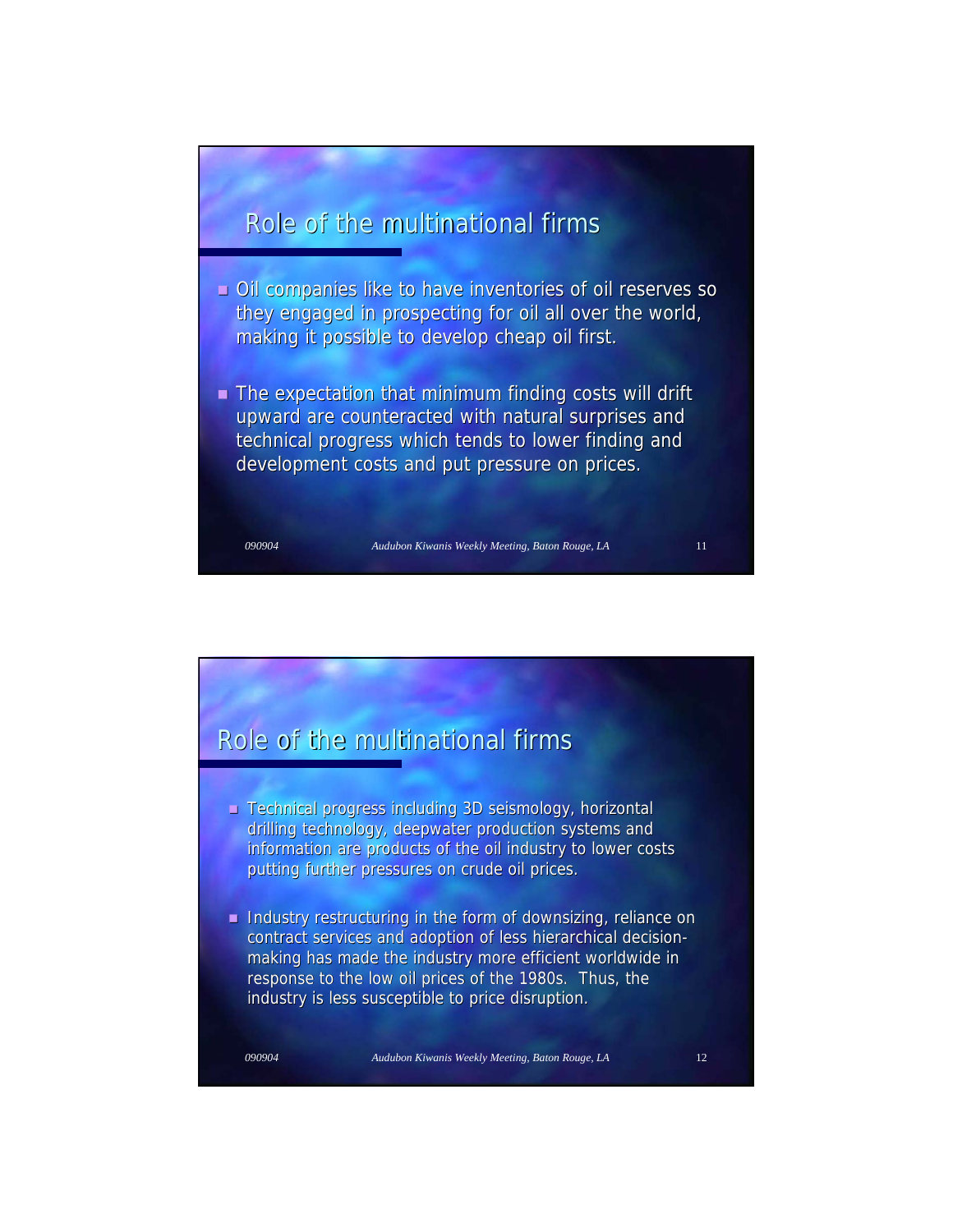## Role of the multinational firms

- Oil companies like to have inventories of oil reserves so they engaged in prospecting for oil all over the world, making it possible to develop cheap oil first.

- The expectation that minimum finding costs will drift upward are counteracted with natural surprises and technical progress which tends to lower finding and development costs and put pressure on prices.

## Role of the multinational firms

- Technical progress including 3D seismology, horizontal drilling technology, deepwater production systems and information are products of the oil industry to lower costs putting further pressures on crude oil prices.

- Industry restructuring in the form of downsizing, reliance on contract services and adoption of less hierarchical decision-making has made the industry more efficient worldwide in response to the low oil prices of the 1980s. Thus, the industry is less susceptible to price disruption.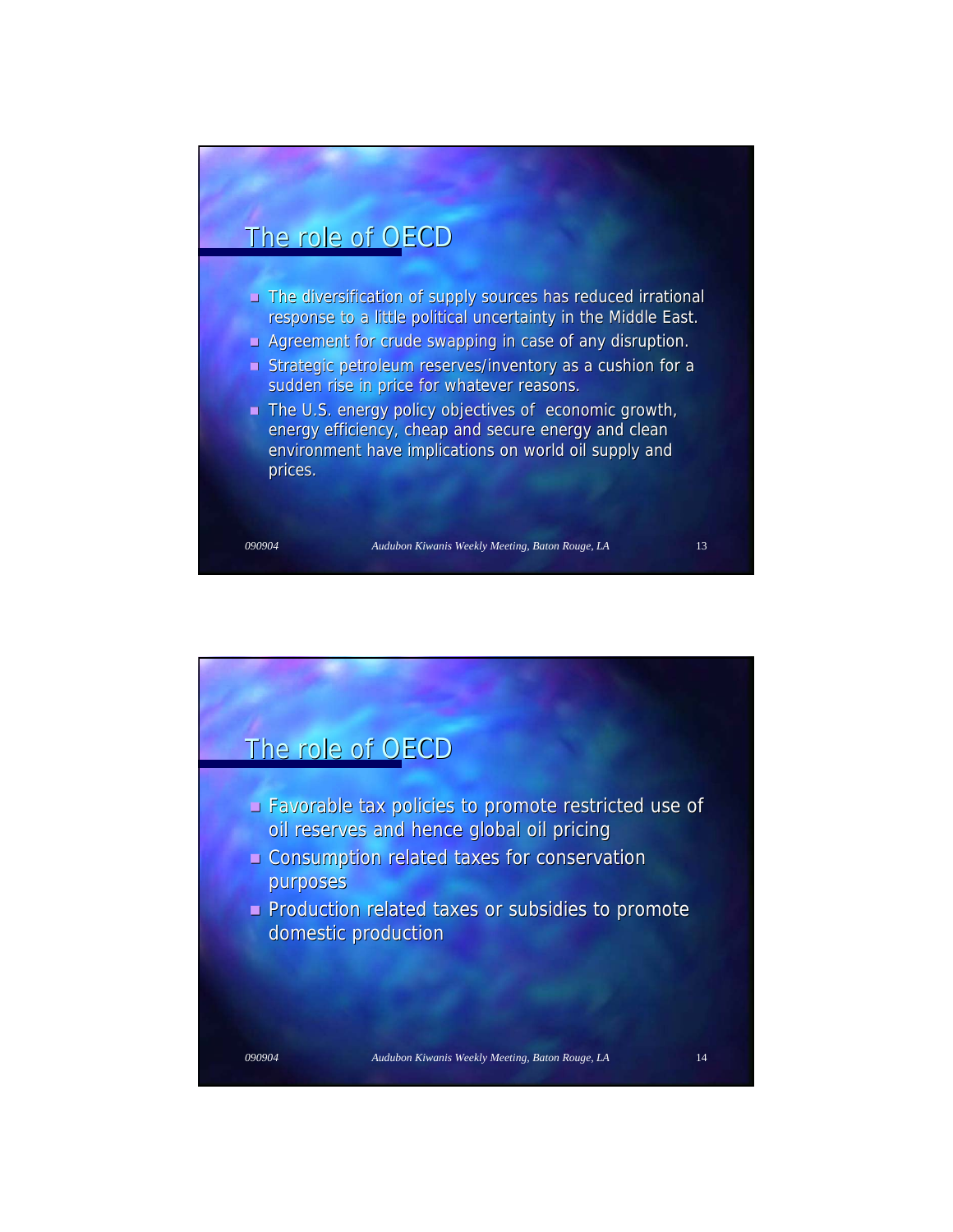## The role of OECD

- The diversification of supply sources has reduced irrational response to a little political uncertainty in the Middle East.
- Agreement for crude swapping in case of any disruption.
- Strategic petroleum reserves/inventory as a cushion for a sudden rise in price for whatever reasons.
- The U.S. energy policy objectives of economic growth, energy efficiency, cheap and secure energy and clean environment have implications on world oil supply and prices.

## The role of OECD

- Favorable tax policies to promote restricted use of oil reserves and hence global oil pricing
- Consumption related taxes for conservation purposes
- Production related taxes or subsidies to promote domestic production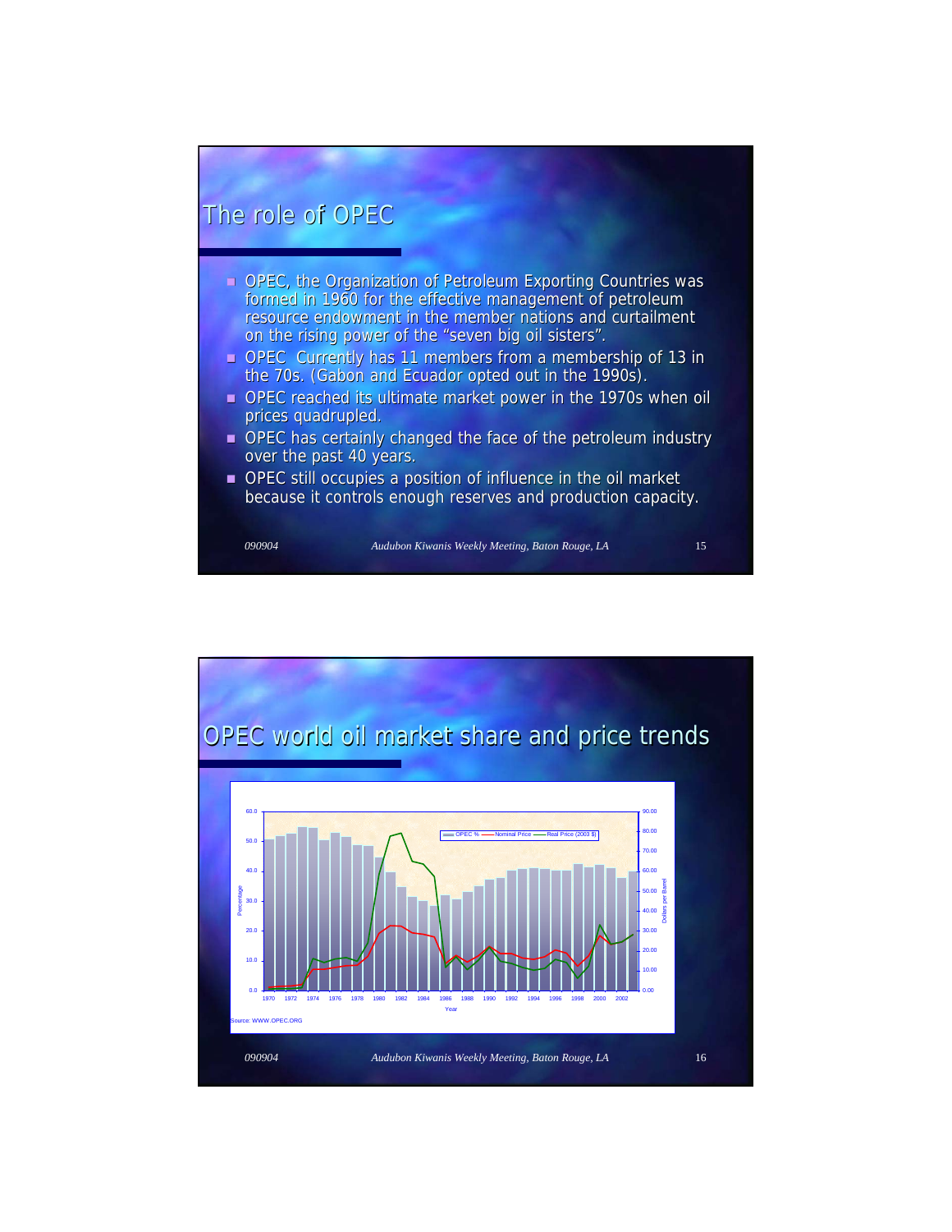# The role of OPEC

- OPEC, the Organization of Petroleum Exporting Countries was formed in 1960 for the effective management of petroleum resource endowment in the member nations and curtailment on the rising power of the “seven big oil sisters”.
- OPEC Currently has 11 members from a membership of 13 in the 70s. (Gabon and Ecuador opted out in the 1990s).
- OPEC reached its ultimate market power in the 1970s when oil prices quadrupled.
- OPEC has certainly changed the face of the petroleum industry over the past 40 years.
- OPEC still occupies a position of influence in the oil market because it controls enough reserves and production capacity.

# OPEC world oil market share and price trends

Source: WWW.OPEC.ORG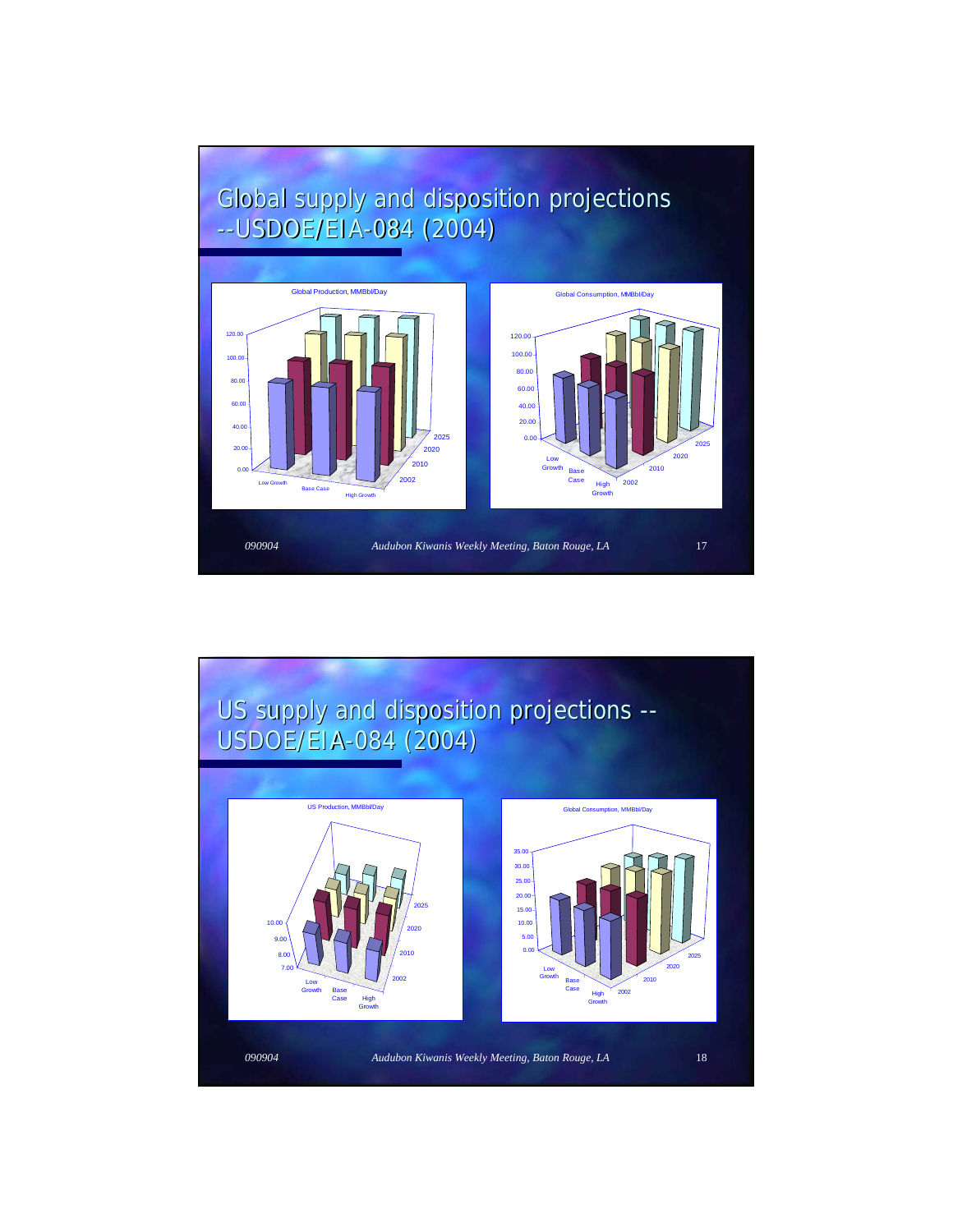# Global supply and disposition projections --USDOE/EIA-084 (2004)

Global Production, MMBbl/Day

Global Consumption, MMBbl/Day

# US supply and disposition projections -- USDOE/EIA-084 (2004)

US Production, MMBbl/Day

Global Consumption, MMBbl/Day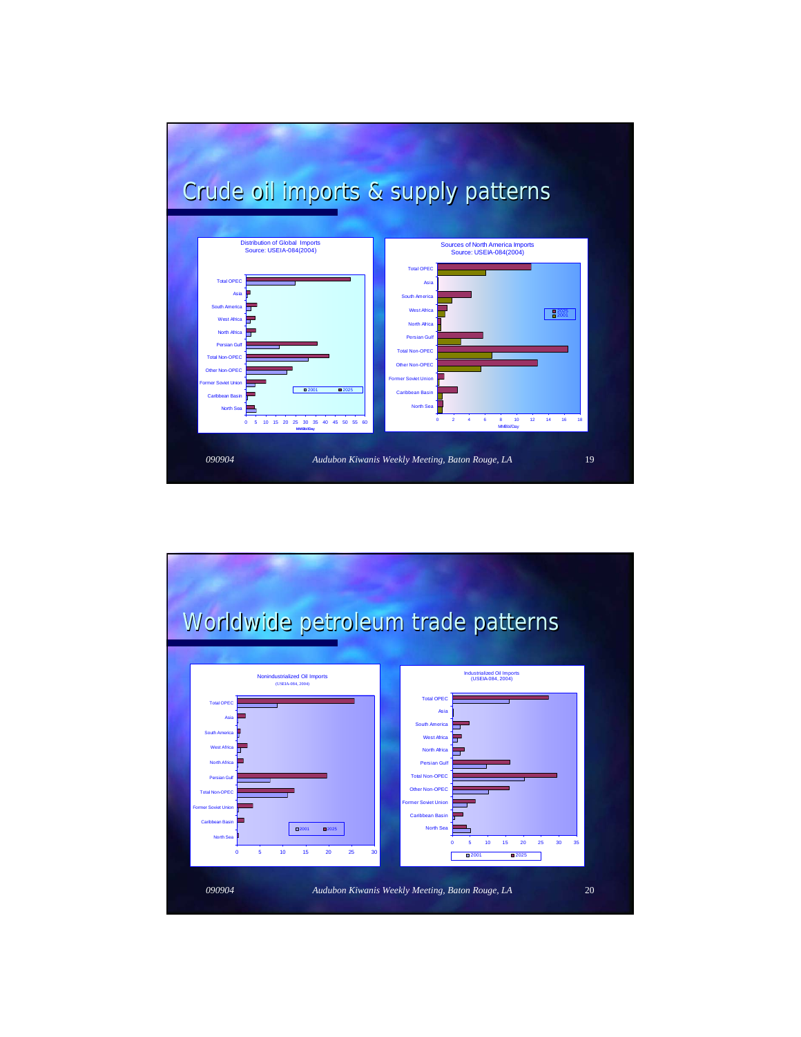# Crude oil imports & supply patterns

Distribution of Global Imports
Source: USEIA-084(2004)

Sources of North America Imports
Source: USEIA-084(2004)

# Worldwide petroleum trade patterns

Nonindustrialized Oil Imports
(USEIA-084, 2004)

Industrialized Oil Imports
(USEIA-084, 2004)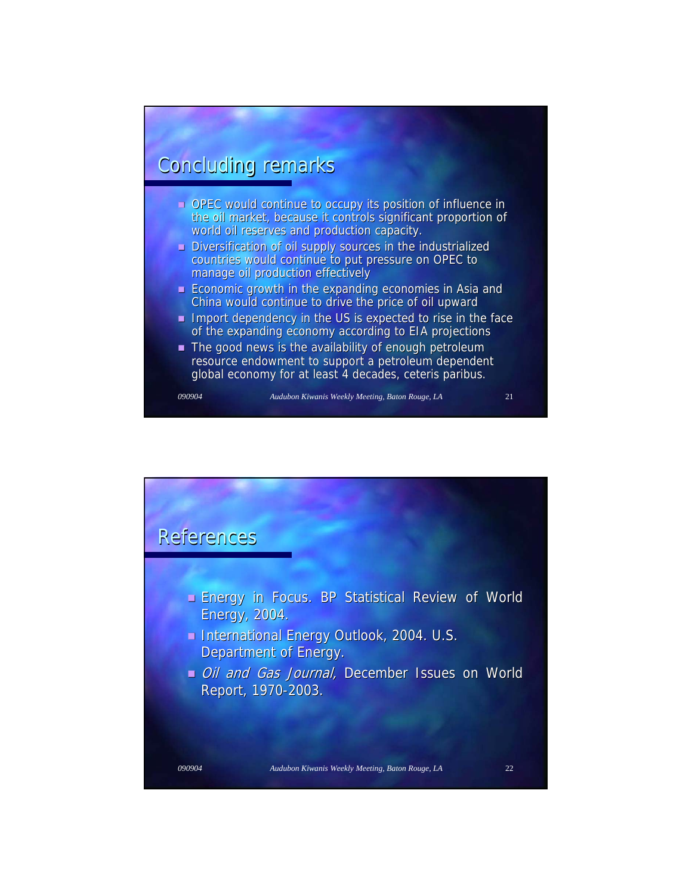## Concluding remarks

- OPEC would continue to occupy its position of influence in the oil market, because it controls significant proportion of world oil reserves and production capacity.
- Diversification of oil supply sources in the industrialized countries would continue to put pressure on OPEC to manage oil production effectively
- Economic growth in the expanding economies in Asia and China would continue to drive the price of oil upward
- Import dependency in the US is expected to rise in the face of the expanding economy according to EIA projections
- The good news is the availability of enough petroleum resource endowment to support a petroleum dependent global economy for at least 4 decades, ceteris paribus.

## References

- Energy in Focus. BP Statistical Review of World Energy, 2004.
- International Energy Outlook, 2004. U.S. Department of Energy.
- *Oil and Gas Journal,* December Issues on World Report, 1970-2003.